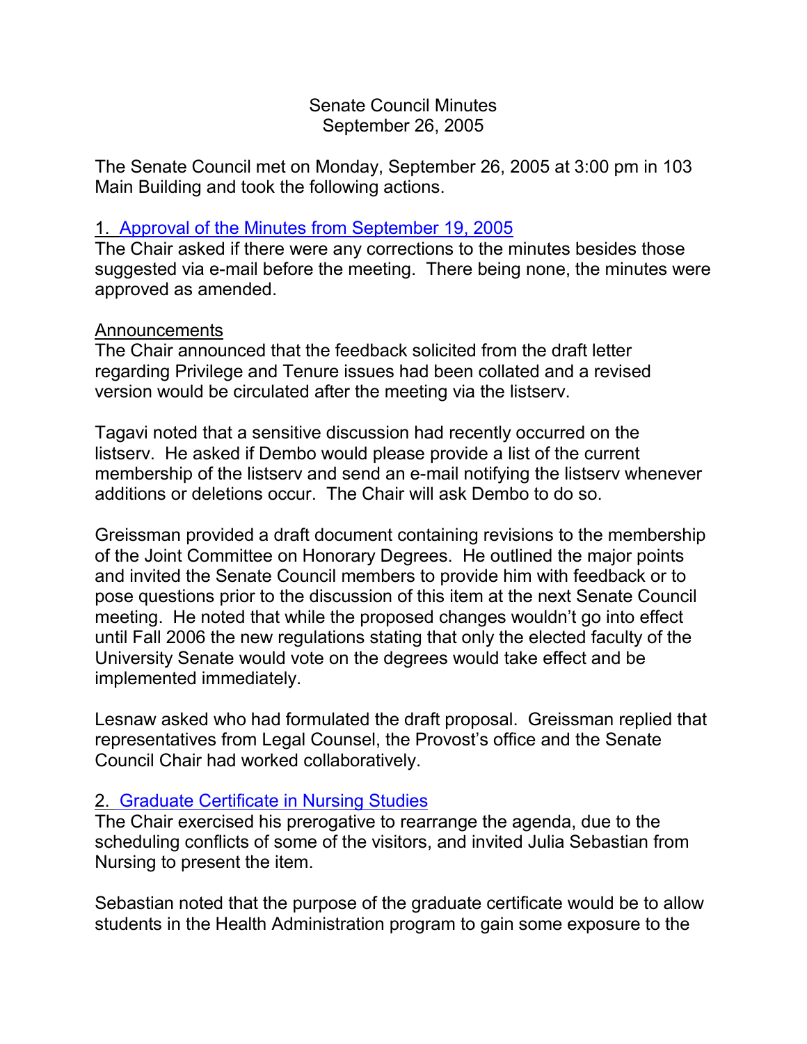# Senate Council Minutes
## September 26, 2005

The Senate Council met on Monday, September 26, 2005 at 3:00 pm in 103 Main Building and took the following actions.

1. Approval of the Minutes from September 19, 2005

The Chair asked if there were any corrections to the minutes besides those suggested via e-mail before the meeting. There being none, the minutes were approved as amended.

Announcements

The Chair announced that the feedback solicited from the draft letter regarding Privilege and Tenure issues had been collated and a revised version would be circulated after the meeting via the listserv.

Tagavi noted that a sensitive discussion had recently occurred on the listserv. He asked if Dembo would please provide a list of the current membership of the listserv and send an e-mail notifying the listserv whenever additions or deletions occur. The Chair will ask Dembo to do so.

Greissman provided a draft document containing revisions to the membership of the Joint Committee on Honorary Degrees. He outlined the major points and invited the Senate Council members to provide him with feedback or to pose questions prior to the discussion of this item at the next Senate Council meeting. He noted that while the proposed changes wouldn't go into effect until Fall 2006 the new regulations stating that only the elected faculty of the University Senate would vote on the degrees would take effect and be implemented immediately.

Lesnaw asked who had formulated the draft proposal. Greissman replied that representatives from Legal Counsel, the Provost's office and the Senate Council Chair had worked collaboratively.

2. Graduate Certificate in Nursing Studies

The Chair exercised his prerogative to rearrange the agenda, due to the scheduling conflicts of some of the visitors, and invited Julia Sebastian from Nursing to present the item.

Sebastian noted that the purpose of the graduate certificate would be to allow students in the Health Administration program to gain some exposure to the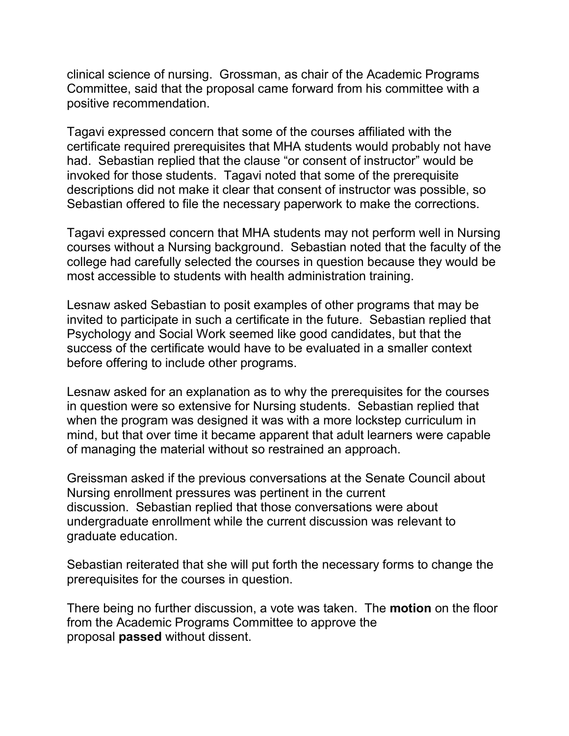clinical science of nursing.  Grossman, as chair of the Academic Programs Committee, said that the proposal came forward from his committee with a positive recommendation.

Tagavi expressed concern that some of the courses affiliated with the certificate required prerequisites that MHA students would probably not have had.  Sebastian replied that the clause “or consent of instructor” would be invoked for those students.  Tagavi noted that some of the prerequisite descriptions did not make it clear that consent of instructor was possible, so Sebastian offered to file the necessary paperwork to make the corrections.

Tagavi expressed concern that MHA students may not perform well in Nursing courses without a Nursing background.  Sebastian noted that the faculty of the college had carefully selected the courses in question because they would be most accessible to students with health administration training.

Lesnaw asked Sebastian to posit examples of other programs that may be invited to participate in such a certificate in the future.  Sebastian replied that Psychology and Social Work seemed like good candidates, but that the success of the certificate would have to be evaluated in a smaller context before offering to include other programs.

Lesnaw asked for an explanation as to why the prerequisites for the courses in question were so extensive for Nursing students.  Sebastian replied that when the program was designed it was with a more lockstep curriculum in mind, but that over time it became apparent that adult learners were capable of managing the material without so restrained an approach.

Greissman asked if the previous conversations at the Senate Council about Nursing enrollment pressures was pertinent in the current discussion.  Sebastian replied that those conversations were about undergraduate enrollment while the current discussion was relevant to graduate education.

Sebastian reiterated that she will put forth the necessary forms to change the prerequisites for the courses in question.

There being no further discussion, a vote was taken.  The **motion** on the floor from the Academic Programs Committee to approve the proposal **passed** without dissent.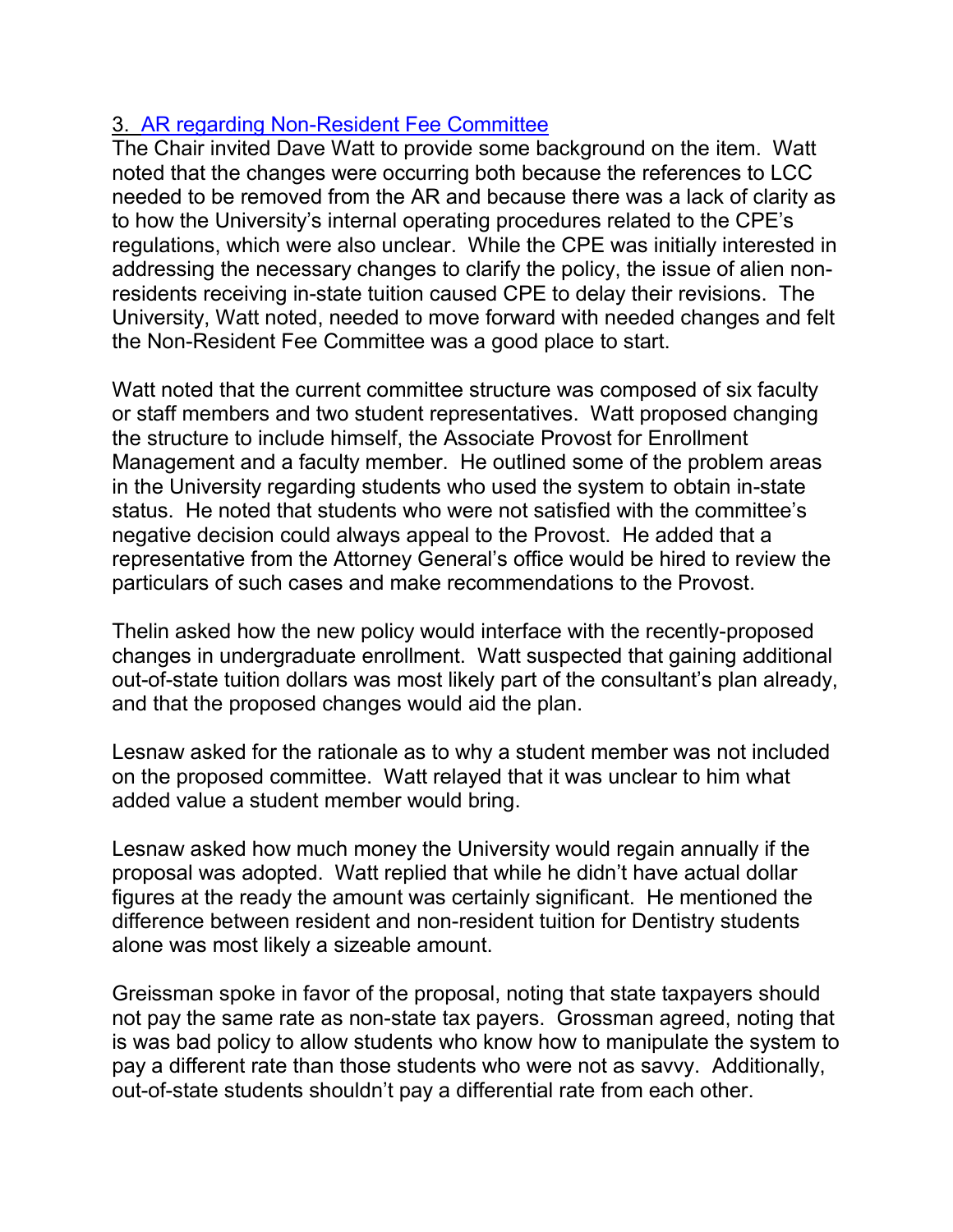3. [AR regarding Non-Resident Fee Committee]

The Chair invited Dave Watt to provide some background on the item. Watt noted that the changes were occurring both because the references to LCC needed to be removed from the AR and because there was a lack of clarity as to how the University's internal operating procedures related to the CPE's regulations, which were also unclear. While the CPE was initially interested in addressing the necessary changes to clarify the policy, the issue of alien non-residents receiving in-state tuition caused CPE to delay their revisions. The University, Watt noted, needed to move forward with needed changes and felt the Non-Resident Fee Committee was a good place to start.

Watt noted that the current committee structure was composed of six faculty or staff members and two student representatives. Watt proposed changing the structure to include himself, the Associate Provost for Enrollment Management and a faculty member. He outlined some of the problem areas in the University regarding students who used the system to obtain in-state status. He noted that students who were not satisfied with the committee's negative decision could always appeal to the Provost. He added that a representative from the Attorney General's office would be hired to review the particulars of such cases and make recommendations to the Provost.

Thelin asked how the new policy would interface with the recently-proposed changes in undergraduate enrollment. Watt suspected that gaining additional out-of-state tuition dollars was most likely part of the consultant's plan already, and that the proposed changes would aid the plan.

Lesnaw asked for the rationale as to why a student member was not included on the proposed committee. Watt relayed that it was unclear to him what added value a student member would bring.

Lesnaw asked how much money the University would regain annually if the proposal was adopted. Watt replied that while he didn't have actual dollar figures at the ready the amount was certainly significant. He mentioned the difference between resident and non-resident tuition for Dentistry students alone was most likely a sizeable amount.

Greissman spoke in favor of the proposal, noting that state taxpayers should not pay the same rate as non-state tax payers. Grossman agreed, noting that is was bad policy to allow students who know how to manipulate the system to pay a different rate than those students who were not as savvy. Additionally, out-of-state students shouldn't pay a differential rate from each other.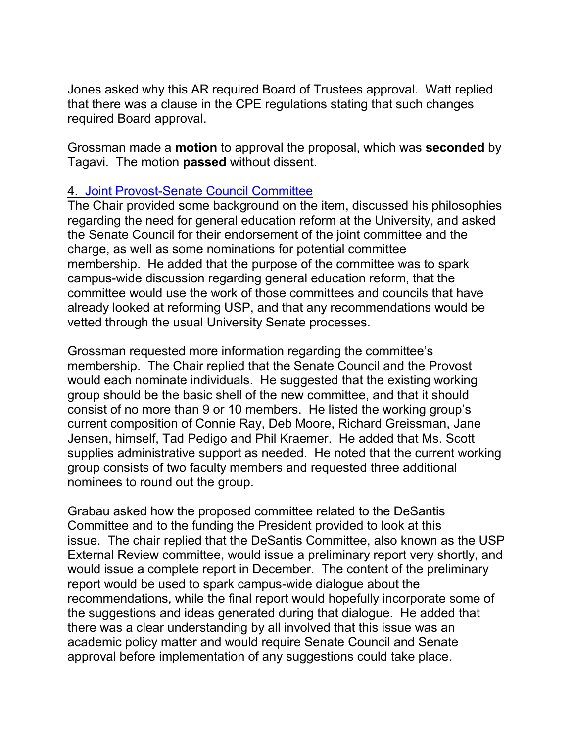Jones asked why this AR required Board of Trustees approval. Watt replied that there was a clause in the CPE regulations stating that such changes required Board approval.

Grossman made a **motion** to approval the proposal, which was **seconded** by Tagavi. The motion **passed** without dissent.

4. Joint Provost-Senate Council Committee

The Chair provided some background on the item, discussed his philosophies regarding the need for general education reform at the University, and asked the Senate Council for their endorsement of the joint committee and the charge, as well as some nominations for potential committee membership. He added that the purpose of the committee was to spark campus-wide discussion regarding general education reform, that the committee would use the work of those committees and councils that have already looked at reforming USP, and that any recommendations would be vetted through the usual University Senate processes.

Grossman requested more information regarding the committee's membership. The Chair replied that the Senate Council and the Provost would each nominate individuals. He suggested that the existing working group should be the basic shell of the new committee, and that it should consist of no more than 9 or 10 members. He listed the working group's current composition of Connie Ray, Deb Moore, Richard Greissman, Jane Jensen, himself, Tad Pedigo and Phil Kraemer. He added that Ms. Scott supplies administrative support as needed. He noted that the current working group consists of two faculty members and requested three additional nominees to round out the group.

Grabau asked how the proposed committee related to the DeSantis Committee and to the funding the President provided to look at this issue. The chair replied that the DeSantis Committee, also known as the USP External Review committee, would issue a preliminary report very shortly, and would issue a complete report in December. The content of the preliminary report would be used to spark campus-wide dialogue about the recommendations, while the final report would hopefully incorporate some of the suggestions and ideas generated during that dialogue. He added that there was a clear understanding by all involved that this issue was an academic policy matter and would require Senate Council and Senate approval before implementation of any suggestions could take place.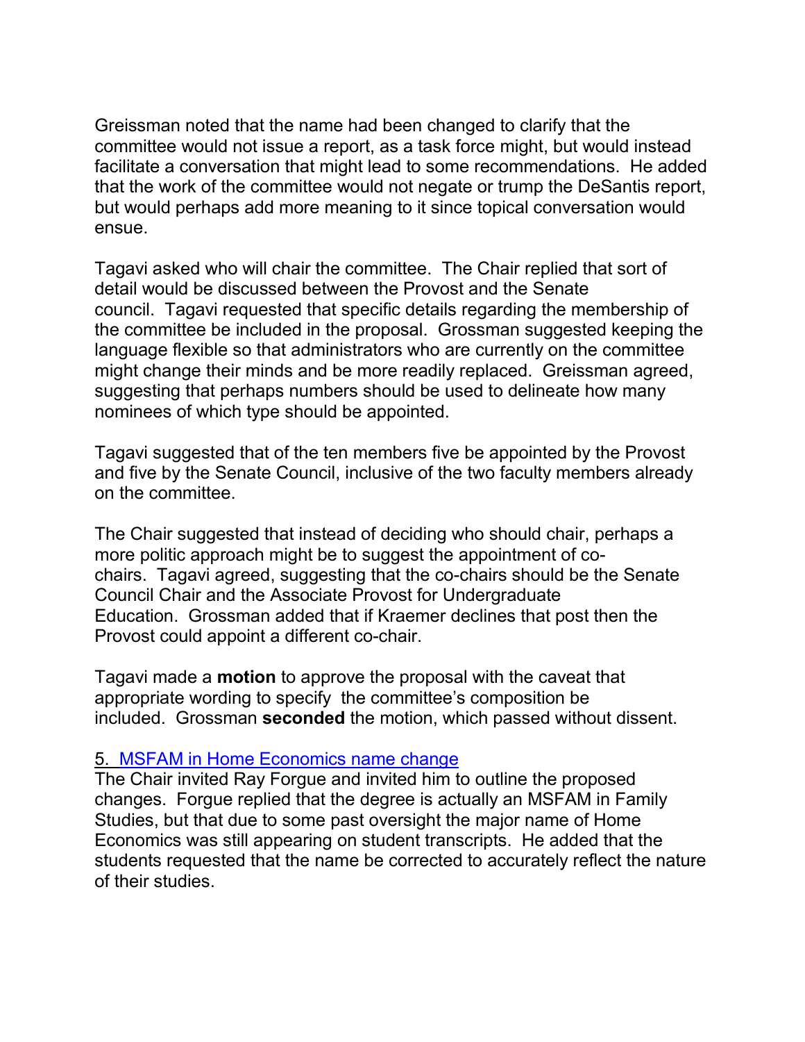Greissman noted that the name had been changed to clarify that the committee would not issue a report, as a task force might, but would instead facilitate a conversation that might lead to some recommendations. He added that the work of the committee would not negate or trump the DeSantis report, but would perhaps add more meaning to it since topical conversation would ensue.

Tagavi asked who will chair the committee. The Chair replied that sort of detail would be discussed between the Provost and the Senate council. Tagavi requested that specific details regarding the membership of the committee be included in the proposal. Grossman suggested keeping the language flexible so that administrators who are currently on the committee might change their minds and be more readily replaced. Greissman agreed, suggesting that perhaps numbers should be used to delineate how many nominees of which type should be appointed.

Tagavi suggested that of the ten members five be appointed by the Provost and five by the Senate Council, inclusive of the two faculty members already on the committee.

The Chair suggested that instead of deciding who should chair, perhaps a more politic approach might be to suggest the appointment of co-chairs. Tagavi agreed, suggesting that the co-chairs should be the Senate Council Chair and the Associate Provost for Undergraduate Education. Grossman added that if Kraemer declines that post then the Provost could appoint a different co-chair.

Tagavi made a **motion** to approve the proposal with the caveat that appropriate wording to specify the committee's composition be included. Grossman **seconded** the motion, which passed without dissent.

5. MSFAM in Home Economics name change

The Chair invited Ray Forgue and invited him to outline the proposed changes. Forgue replied that the degree is actually an MSFAM in Family Studies, but that due to some past oversight the major name of Home Economics was still appearing on student transcripts. He added that the students requested that the name be corrected to accurately reflect the nature of their studies.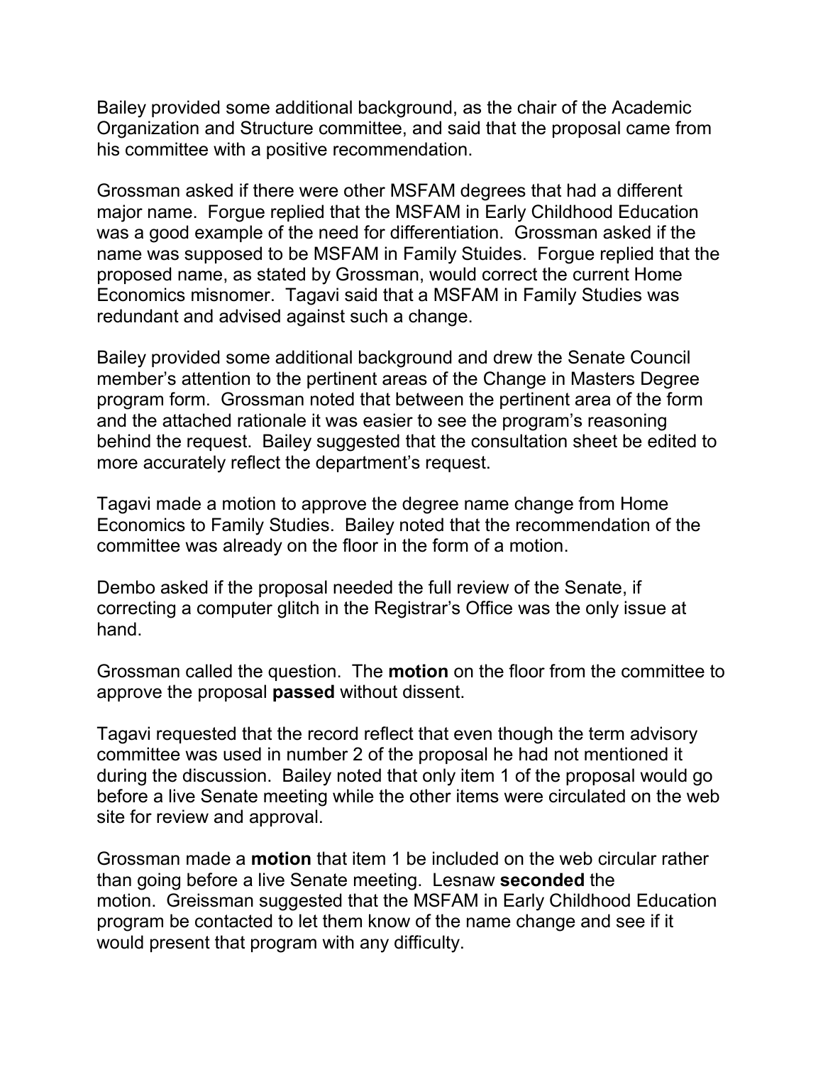Bailey provided some additional background, as the chair of the Academic Organization and Structure committee, and said that the proposal came from his committee with a positive recommendation.

Grossman asked if there were other MSFAM degrees that had a different major name. Forgue replied that the MSFAM in Early Childhood Education was a good example of the need for differentiation. Grossman asked if the name was supposed to be MSFAM in Family Stuides. Forgue replied that the proposed name, as stated by Grossman, would correct the current Home Economics misnomer. Tagavi said that a MSFAM in Family Studies was redundant and advised against such a change.

Bailey provided some additional background and drew the Senate Council member's attention to the pertinent areas of the Change in Masters Degree program form. Grossman noted that between the pertinent area of the form and the attached rationale it was easier to see the program's reasoning behind the request. Bailey suggested that the consultation sheet be edited to more accurately reflect the department's request.

Tagavi made a motion to approve the degree name change from Home Economics to Family Studies. Bailey noted that the recommendation of the committee was already on the floor in the form of a motion.

Dembo asked if the proposal needed the full review of the Senate, if correcting a computer glitch in the Registrar's Office was the only issue at hand.

Grossman called the question. The **motion** on the floor from the committee to approve the proposal **passed** without dissent.

Tagavi requested that the record reflect that even though the term advisory committee was used in number 2 of the proposal he had not mentioned it during the discussion. Bailey noted that only item 1 of the proposal would go before a live Senate meeting while the other items were circulated on the web site for review and approval.

Grossman made a **motion** that item 1 be included on the web circular rather than going before a live Senate meeting. Lesnaw **seconded** the motion. Greissman suggested that the MSFAM in Early Childhood Education program be contacted to let them know of the name change and see if it would present that program with any difficulty.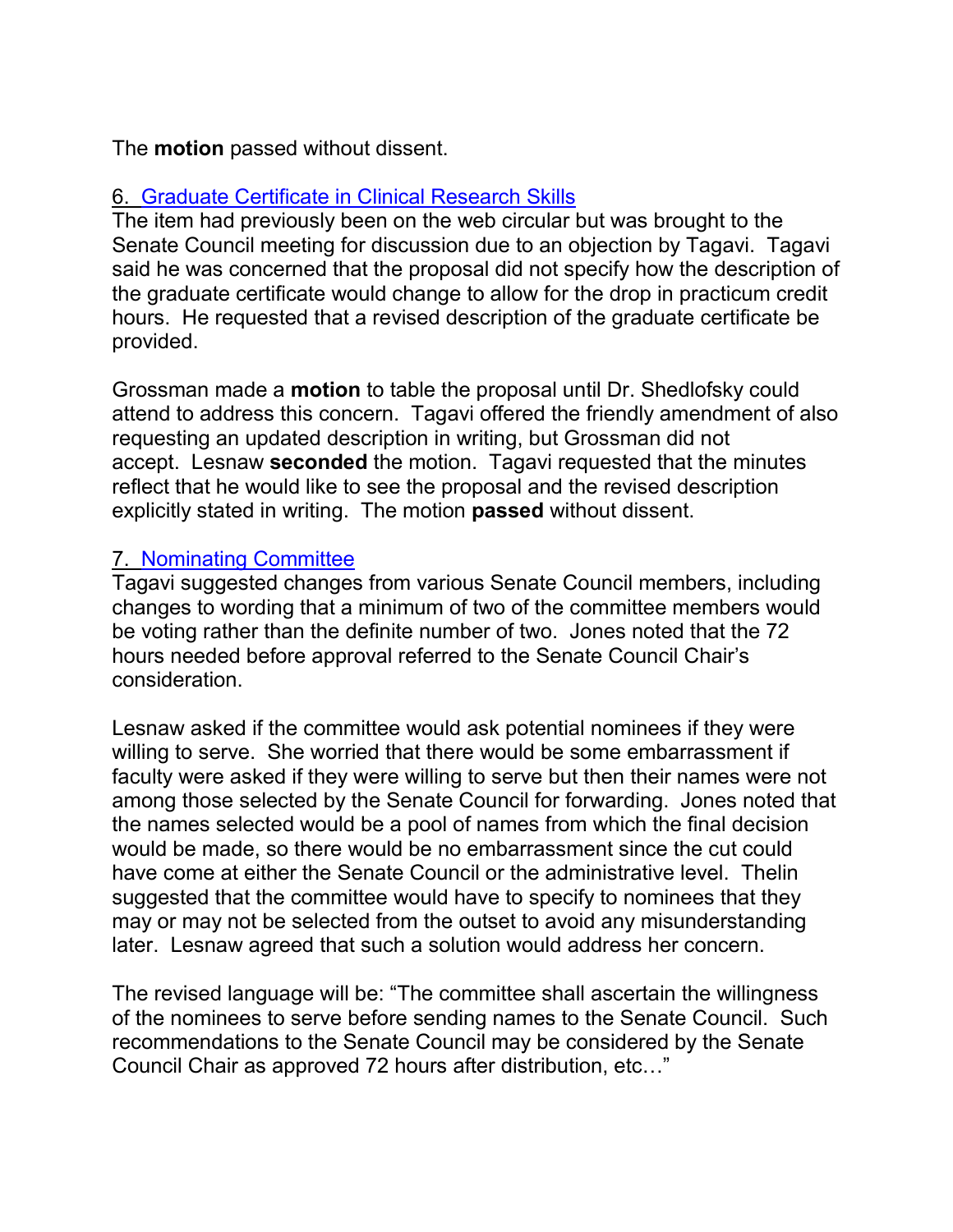The **motion** passed without dissent.

6. Graduate Certificate in Clinical Research Skills

The item had previously been on the web circular but was brought to the Senate Council meeting for discussion due to an objection by Tagavi. Tagavi said he was concerned that the proposal did not specify how the description of the graduate certificate would change to allow for the drop in practicum credit hours. He requested that a revised description of the graduate certificate be provided.

Grossman made a **motion** to table the proposal until Dr. Shedlofsky could attend to address this concern. Tagavi offered the friendly amendment of also requesting an updated description in writing, but Grossman did not accept. Lesnaw **seconded** the motion. Tagavi requested that the minutes reflect that he would like to see the proposal and the revised description explicitly stated in writing. The motion **passed** without dissent.

7. Nominating Committee

Tagavi suggested changes from various Senate Council members, including changes to wording that a minimum of two of the committee members would be voting rather than the definite number of two. Jones noted that the 72 hours needed before approval referred to the Senate Council Chair's consideration.

Lesnaw asked if the committee would ask potential nominees if they were willing to serve. She worried that there would be some embarrassment if faculty were asked if they were willing to serve but then their names were not among those selected by the Senate Council for forwarding. Jones noted that the names selected would be a pool of names from which the final decision would be made, so there would be no embarrassment since the cut could have come at either the Senate Council or the administrative level. Thelin suggested that the committee would have to specify to nominees that they may or may not be selected from the outset to avoid any misunderstanding later. Lesnaw agreed that such a solution would address her concern.

The revised language will be: "The committee shall ascertain the willingness of the nominees to serve before sending names to the Senate Council. Such recommendations to the Senate Council may be considered by the Senate Council Chair as approved 72 hours after distribution, etc…"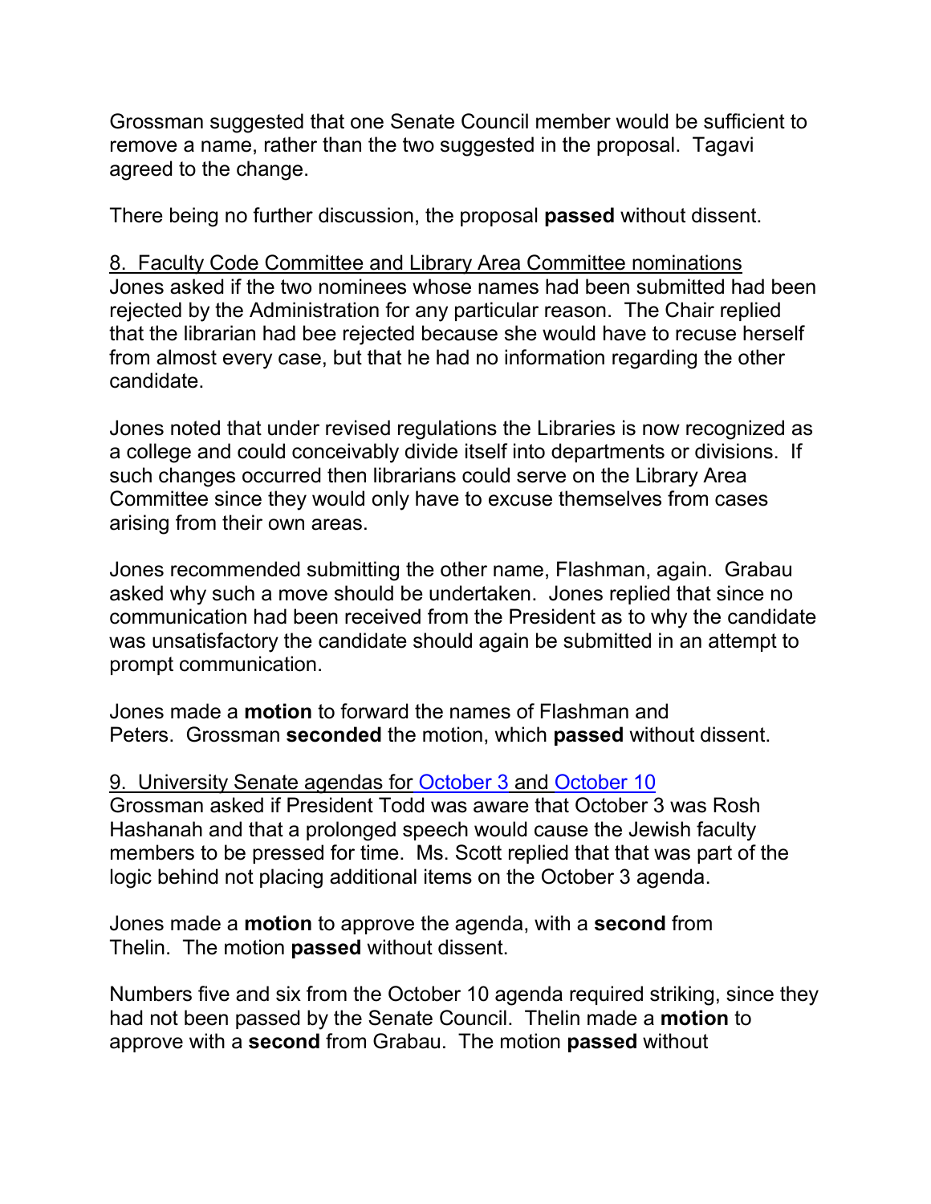Grossman suggested that one Senate Council member would be sufficient to remove a name, rather than the two suggested in the proposal. Tagavi agreed to the change.

There being no further discussion, the proposal **passed** without dissent.

<u>8. Faculty Code Committee and Library Area Committee nominations</u>
Jones asked if the two nominees whose names had been submitted had been rejected by the Administration for any particular reason. The Chair replied that the librarian had bee rejected because she would have to recuse herself from almost every case, but that he had no information regarding the other candidate.

Jones noted that under revised regulations the Libraries is now recognized as a college and could conceivably divide itself into departments or divisions. If such changes occurred then librarians could serve on the Library Area Committee since they would only have to excuse themselves from cases arising from their own areas.

Jones recommended submitting the other name, Flashman, again. Grabau asked why such a move should be undertaken. Jones replied that since no communication had been received from the President as to why the candidate was unsatisfactory the candidate should again be submitted in an attempt to prompt communication.

Jones made a **motion** to forward the names of Flashman and Peters. Grossman **seconded** the motion, which **passed** without dissent.

<u>9. University Senate agendas for October 3 and October 10</u>
Grossman asked if President Todd was aware that October 3 was Rosh Hashanah and that a prolonged speech would cause the Jewish faculty members to be pressed for time. Ms. Scott replied that that was part of the logic behind not placing additional items on the October 3 agenda.

Jones made a **motion** to approve the agenda, with a **second** from Thelin. The motion **passed** without dissent.

Numbers five and six from the October 10 agenda required striking, since they had not been passed by the Senate Council. Thelin made a **motion** to approve with a **second** from Grabau. The motion **passed** without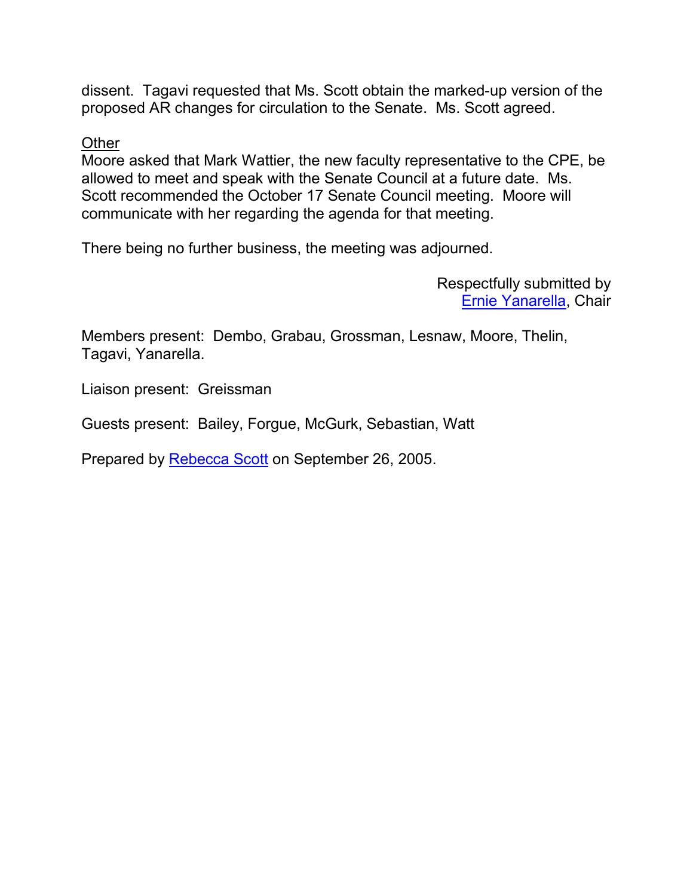dissent. Tagavi requested that Ms. Scott obtain the marked-up version of the proposed AR changes for circulation to the Senate. Ms. Scott agreed.

Other

Moore asked that Mark Wattier, the new faculty representative to the CPE, be allowed to meet and speak with the Senate Council at a future date. Ms. Scott recommended the October 17 Senate Council meeting. Moore will communicate with her regarding the agenda for that meeting.

There being no further business, the meeting was adjourned.

Respectfully submitted by
Ernie Yanarella, Chair

Members present: Dembo, Grabau, Grossman, Lesnaw, Moore, Thelin, Tagavi, Yanarella.

Liaison present: Greissman

Guests present: Bailey, Forgue, McGurk, Sebastian, Watt

Prepared by Rebecca Scott on September 26, 2005.